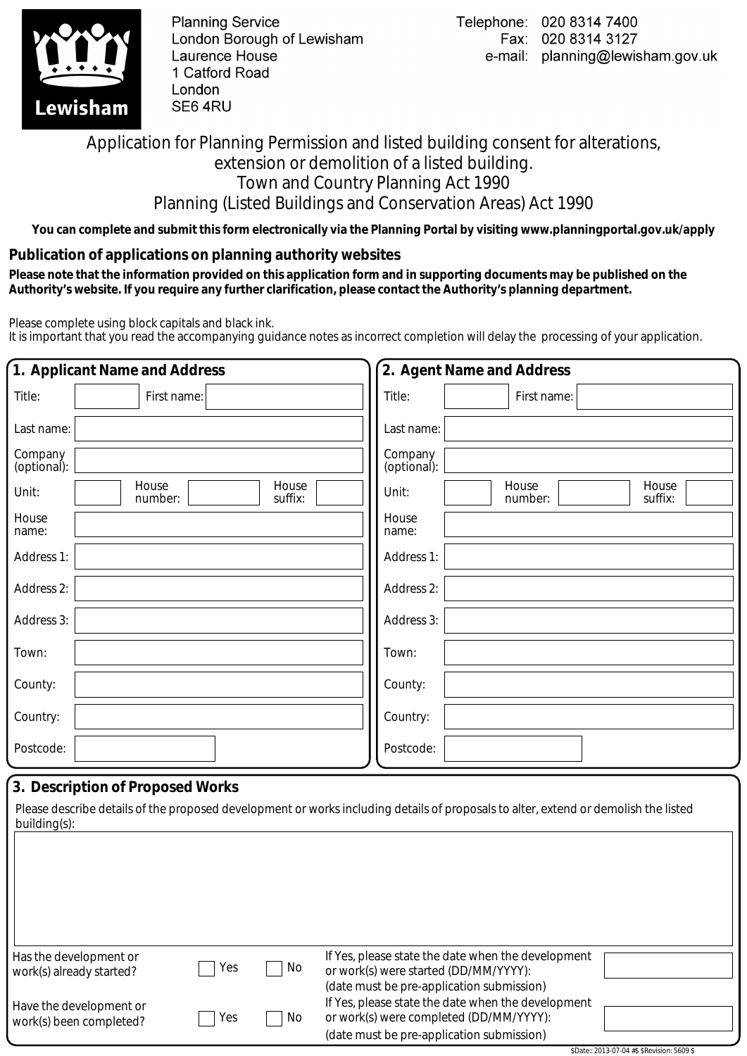Planning Service
London Borough of Lewisham
Laurence House
1 Catford Road
London
SE6 4RU

Telephone: 020 8314 7400
Fax: 020 8314 3127
e-mail: planning@lewisham.gov.uk

# Application for Planning Permission and listed building consent for alterations, extension or demolition of a listed building.
# Town and Country Planning Act 1990
# Planning (Listed Buildings and Conservation Areas) Act 1990

**You can complete and submit this form electronically via the Planning Portal by visiting www.planningportal.gov.uk/apply**

## Publication of applications on planning authority websites

**Please note that the information provided on this application form and in supporting documents may be published on the Authority's website. If you require any further clarification, please contact the Authority's planning department.**

Please complete using block capitals and black ink.
It is important that you read the accompanying guidance notes as incorrect completion will delay the processing of your application.

## 1. Applicant Name and Address

| | | | | | |
|---|---|---|---|---|---|
| Title: | | First name: | | | |
| Last name: | | | | | |
| Company (optional): | | | | | |
| Unit: | | House number: | | House suffix: | |
| House name: | | | | | |
| Address 1: | | | | | |
| Address 2: | | | | | |
| Address 3: | | | | | |
| Town: | | | | | |
| County: | | | | | |
| Country: | | | | | |
| Postcode: | | | | | |

## 2. Agent Name and Address

| | | | | | |
|---|---|---|---|---|---|
| Title: | | First name: | | | |
| Last name: | | | | | |
| Company (optional): | | | | | |
| Unit: | | House number: | | House suffix: | |
| House name: | | | | | |
| Address 1: | | | | | |
| Address 2: | | | | | |
| Address 3: | | | | | |
| Town: | | | | | |
| County: | | | | | |
| Country: | | | | | |
| Postcode: | | | | | |

## 3. Description of Proposed Works

Please describe details of the proposed development or works including details of proposals to alter, extend or demolish the listed building(s):

| | | | | |
|---|---|---|---|---|
| Has the development or work(s) already started? | ☐ Yes | ☐ No | If Yes, please state the date when the development or work(s) were started (DD/MM/YYYY): (date must be pre-application submission) | |
| Have the development or work(s) been completed? | ☐ Yes | ☐ No | If Yes, please state the date when the development or work(s) were completed (DD/MM/YYYY): (date must be pre-application submission) | |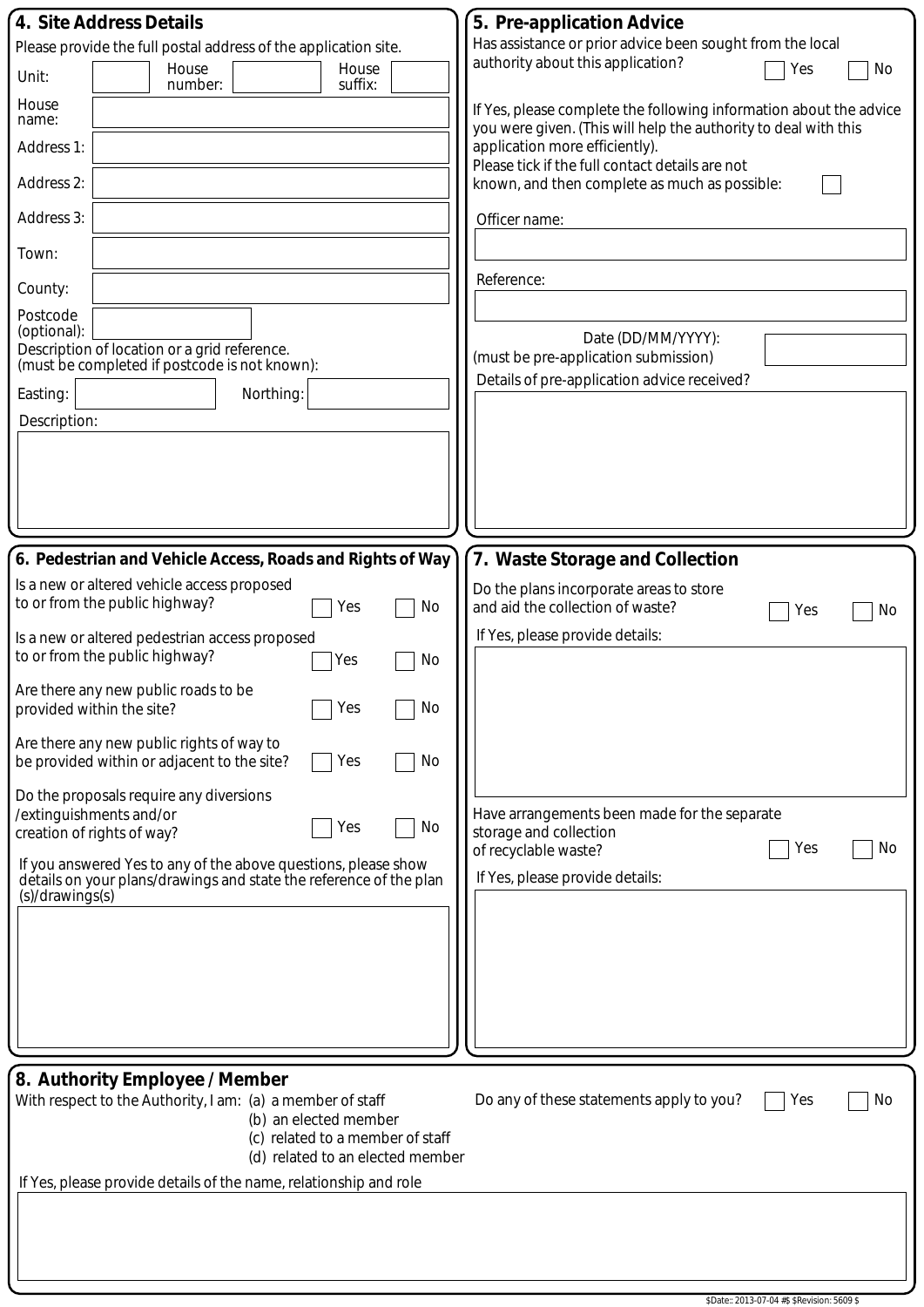## 4. Site Address Details

Please provide the full postal address of the application site.

Unit: House number: House suffix:

House name:

Address 1:

Address 2:

Address 3:

Town:

County:

Postcode (optional):

Description of location or a grid reference.
(must be completed if postcode is not known):

Easting: Northing:

Description:

## 5. Pre-application Advice

Has assistance or prior advice been sought from the local authority about this application? Yes No

If Yes, please complete the following information about the advice you were given. (This will help the authority to deal with this application more efficiently).

Please tick if the full contact details are not known, and then complete as much as possible:

Officer name:

Reference:

Date (DD/MM/YYYY):
(must be pre-application submission)

Details of pre-application advice received?

## 6. Pedestrian and Vehicle Access, Roads and Rights of Way

Is a new or altered vehicle access proposed to or from the public highway? Yes No

Is a new or altered pedestrian access proposed to or from the public highway? Yes No

Are there any new public roads to be provided within the site? Yes No

Are there any new public rights of way to be provided within or adjacent to the site? Yes No

Do the proposals require any diversions /extinguishments and/or creation of rights of way? Yes No

If you answered Yes to any of the above questions, please show details on your plans/drawings and state the reference of the plan (s)/drawings(s)

## 7. Waste Storage and Collection

Do the plans incorporate areas to store and aid the collection of waste? Yes No

If Yes, please provide details:

Have arrangements been made for the separate storage and collection of recyclable waste? Yes No

If Yes, please provide details:

## 8. Authority Employee / Member

With respect to the Authority, I am:
(a) a member of staff
(b) an elected member
(c) related to a member of staff
(d) related to an elected member

Do any of these statements apply to you? Yes No

If Yes, please provide details of the name, relationship and role

$Date:: 2013-07-04 #$ $Revision: 5609 $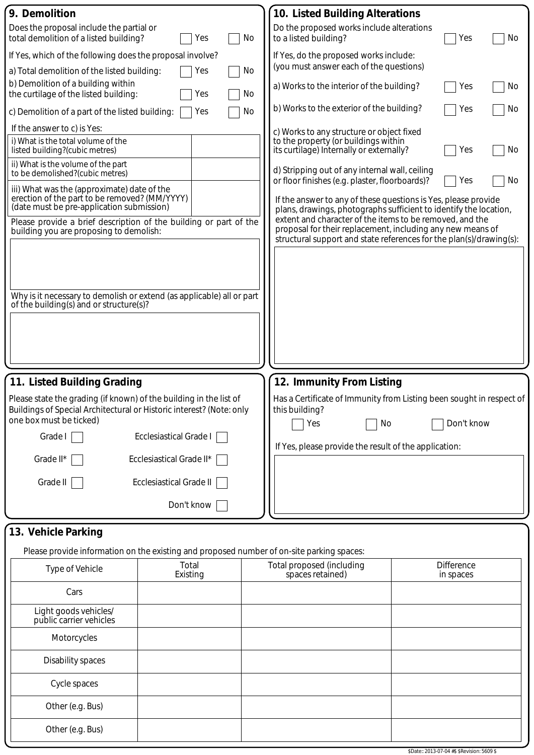## 9. Demolition

Does the proposal include the partial or total demolition of a listed building? ☐ Yes ☐ No

If Yes, which of the following does the proposal involve?

a) Total demolition of the listed building: ☐ Yes ☐ No

b) Demolition of a building within the curtilage of the listed building: ☐ Yes ☐ No

c) Demolition of a part of the listed building: ☐ Yes ☐ No

If the answer to c) is Yes:

| | |
|---|---|
| i) What is the total volume of the listed building?(cubic metres) | |
| ii) What is the volume of the part to be demolished?(cubic metres) | |
| iii) What was the (approximate) date of the erection of the part to be removed? (MM/YYYY) (date must be pre-application submission) | |

Please provide a brief description of the building or part of the building you are proposing to demolish:

Why is it necessary to demolish or extend (as applicable) all or part of the building(s) and or structure(s)?

## 10. Listed Building Alterations

Do the proposed works include alterations to a listed building? ☐ Yes ☐ No

If Yes, do the proposed works include:
(you must answer each of the questions)

a) Works to the interior of the building? ☐ Yes ☐ No

b) Works to the exterior of the building? ☐ Yes ☐ No

c) Works to any structure or object fixed to the property (or buildings within its curtilage) Internally or externally? ☐ Yes ☐ No

d) Stripping out of any internal wall, ceiling or floor finishes (e.g. plaster, floorboards)? ☐ Yes ☐ No

If the answer to any of these questions is Yes, please provide plans, drawings, photographs sufficient to identify the location, extent and character of the items to be removed, and the proposal for their replacement, including any new means of structural support and state references for the plan(s)/drawing(s):

## 11. Listed Building Grading

Please state the grading (if known) of the building in the list of Buildings of Special Architectural or Historic interest? (Note: only one box must be ticked)

- Grade I ☐
- Grade II* ☐
- Grade II ☐
- Ecclesiastical Grade I ☐
- Ecclesiastical Grade II* ☐
- Ecclesiastical Grade II ☐
- Don't know ☐

## 12. Immunity From Listing

Has a Certificate of Immunity from Listing been sought in respect of this building?

☐ Yes ☐ No ☐ Don't know

If Yes, please provide the result of the application:

## 13. Vehicle Parking

Please provide information on the existing and proposed number of on-site parking spaces:

| Type of Vehicle | Total Existing | Total proposed (including spaces retained) | Difference in spaces |
|---|---|---|---|
| Cars | | | |
| Light goods vehicles/ public carrier vehicles | | | |
| Motorcycles | | | |
| Disability spaces | | | |
| Cycle spaces | | | |
| Other (e.g. Bus) | | | |
| Other (e.g. Bus) | | | |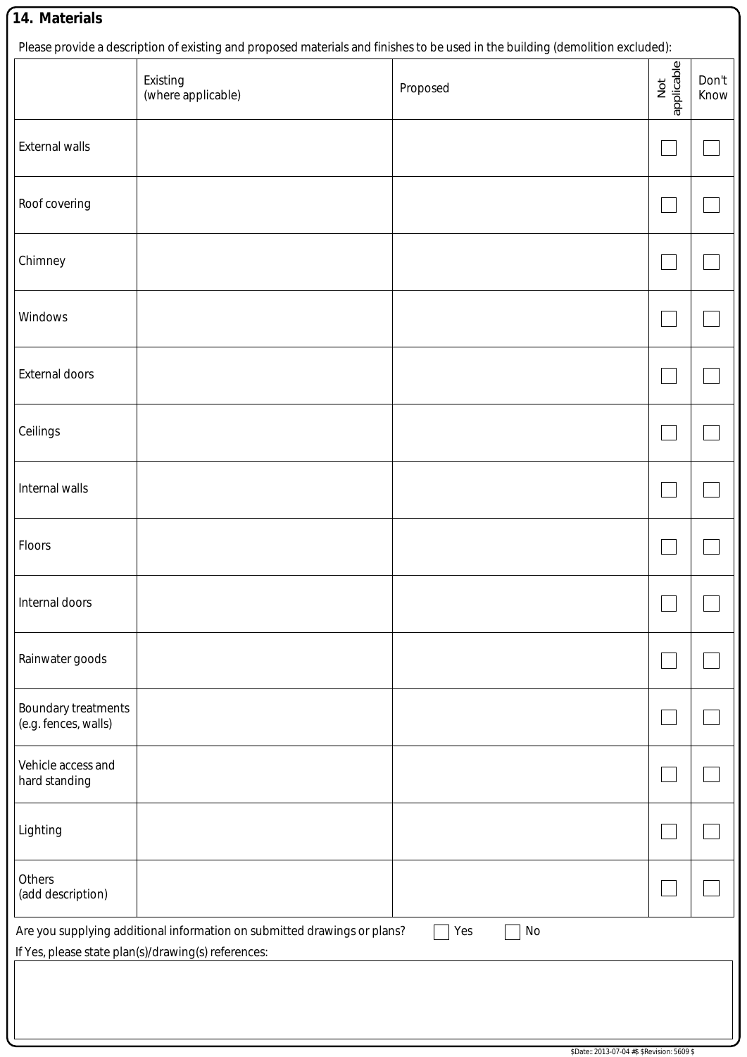## 14. Materials

Please provide a description of existing and proposed materials and finishes to be used in the building (demolition excluded):

| | Existing (where applicable) | Proposed | Not applicable | Don't Know |
|---|---|---|---|---|
| External walls | | | ☐ | ☐ |
| Roof covering | | | ☐ | ☐ |
| Chimney | | | ☐ | ☐ |
| Windows | | | ☐ | ☐ |
| External doors | | | ☐ | ☐ |
| Ceilings | | | ☐ | ☐ |
| Internal walls | | | ☐ | ☐ |
| Floors | | | ☐ | ☐ |
| Internal doors | | | ☐ | ☐ |
| Rainwater goods | | | ☐ | ☐ |
| Boundary treatments (e.g. fences, walls) | | | ☐ | ☐ |
| Vehicle access and hard standing | | | ☐ | ☐ |
| Lighting | | | ☐ | ☐ |
| Others (add description) | | | ☐ | ☐ |

Are you supplying additional information on submitted drawings or plans? ☐ Yes ☐ No

If Yes, please state plan(s)/drawing(s) references:

$Date:: 2013-07-04 #$ $Revision: 5609 $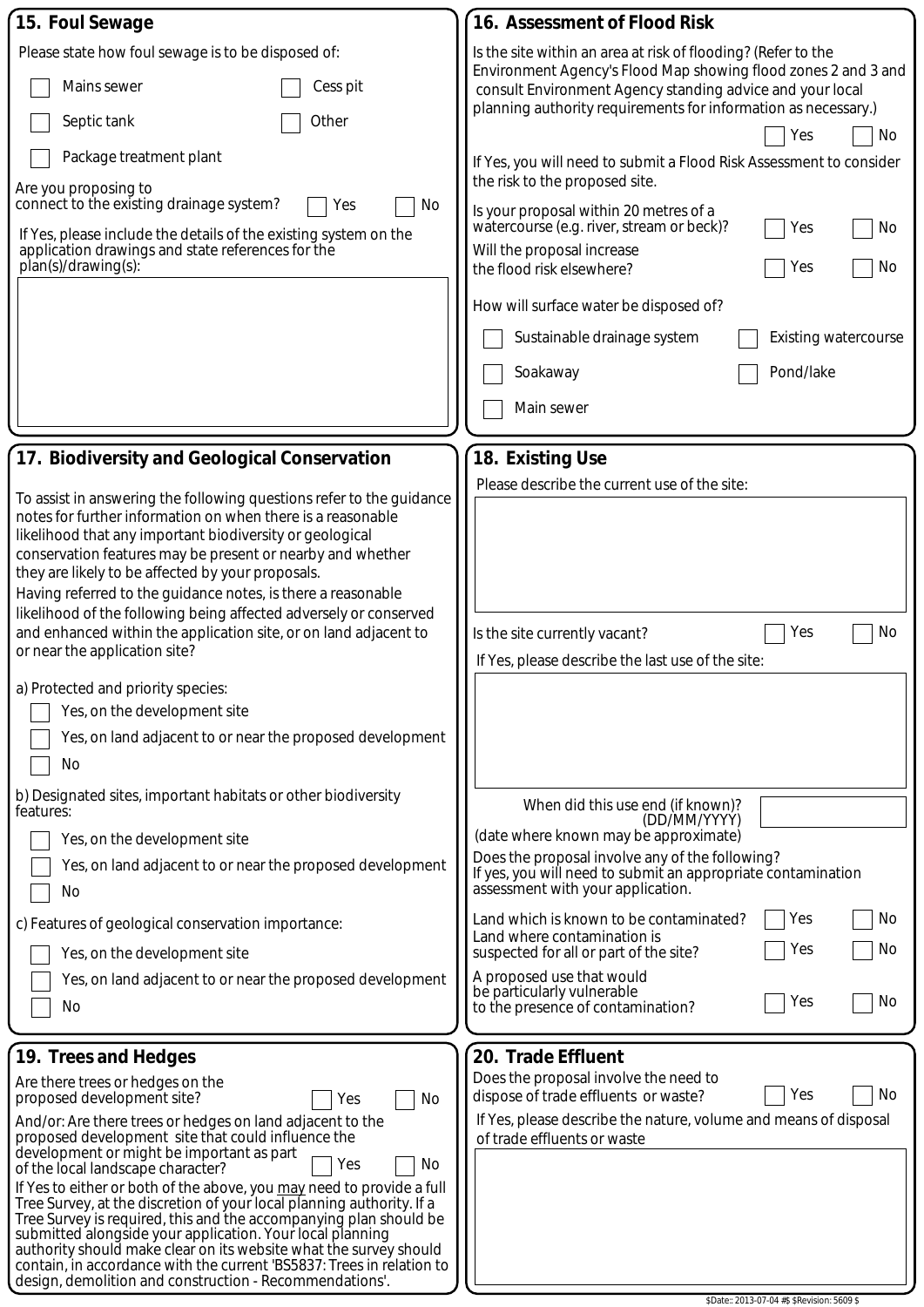## 15. Foul Sewage

Please state how foul sewage is to be disposed of:

- [ ] Mains sewer
- [ ] Cess pit
- [ ] Septic tank
- [ ] Other
- [ ] Package treatment plant

Are you proposing to connect to the existing drainage system? [ ] Yes [ ] No

If Yes, please include the details of the existing system on the application drawings and state references for the plan(s)/drawing(s):

## 16. Assessment of Flood Risk

Is the site within an area at risk of flooding? (Refer to the Environment Agency's Flood Map showing flood zones 2 and 3 and consult Environment Agency standing advice and your local planning authority requirements for information as necessary.) [ ] Yes [ ] No

If Yes, you will need to submit a Flood Risk Assessment to consider the risk to the proposed site.

Is your proposal within 20 metres of a watercourse (e.g. river, stream or beck)? [ ] Yes [ ] No

Will the proposal increase the flood risk elsewhere? [ ] Yes [ ] No

How will surface water be disposed of?

- [ ] Sustainable drainage system
- [ ] Existing watercourse
- [ ] Soakaway
- [ ] Pond/lake
- [ ] Main sewer

## 17. Biodiversity and Geological Conservation

To assist in answering the following questions refer to the guidance notes for further information on when there is a reasonable likelihood that any important biodiversity or geological conservation features may be present or nearby and whether they are likely to be affected by your proposals.

Having referred to the guidance notes, is there a reasonable likelihood of the following being affected adversely or conserved and enhanced within the application site, or on land adjacent to or near the application site?

a) Protected and priority species:

- [ ] Yes, on the development site
- [ ] Yes, on land adjacent to or near the proposed development
- [ ] No

b) Designated sites, important habitats or other biodiversity features:

- [ ] Yes, on the development site
- [ ] Yes, on land adjacent to or near the proposed development
- [ ] No

c) Features of geological conservation importance:

- [ ] Yes, on the development site
- [ ] Yes, on land adjacent to or near the proposed development
- [ ] No

## 18. Existing Use

Please describe the current use of the site:

Is the site currently vacant? [ ] Yes [ ] No

If Yes, please describe the last use of the site:

When did this use end (if known)? (DD/MM/YYYY)
(date where known may be approximate)

Does the proposal involve any of the following? If yes, you will need to submit an appropriate contamination assessment with your application.

Land which is known to be contaminated? [ ] Yes [ ] No

Land where contamination is suspected for all or part of the site? [ ] Yes [ ] No

A proposed use that would be particularly vulnerable to the presence of contamination? [ ] Yes [ ] No

## 19. Trees and Hedges

Are there trees or hedges on the proposed development site? [ ] Yes [ ] No

And/or: Are there trees or hedges on land adjacent to the proposed development site that could influence the development or might be important as part of the local landscape character? [ ] Yes [ ] No

If Yes to either or both of the above, you may need to provide a full Tree Survey, at the discretion of your local planning authority. If a Tree Survey is required, this and the accompanying plan should be submitted alongside your application. Your local planning authority should make clear on its website what the survey should contain, in accordance with the current 'BS5837: Trees in relation to design, demolition and construction - Recommendations'.

## 20. Trade Effluent

Does the proposal involve the need to dispose of trade effluents or waste? [ ] Yes [ ] No

If Yes, please describe the nature, volume and means of disposal of trade effluents or waste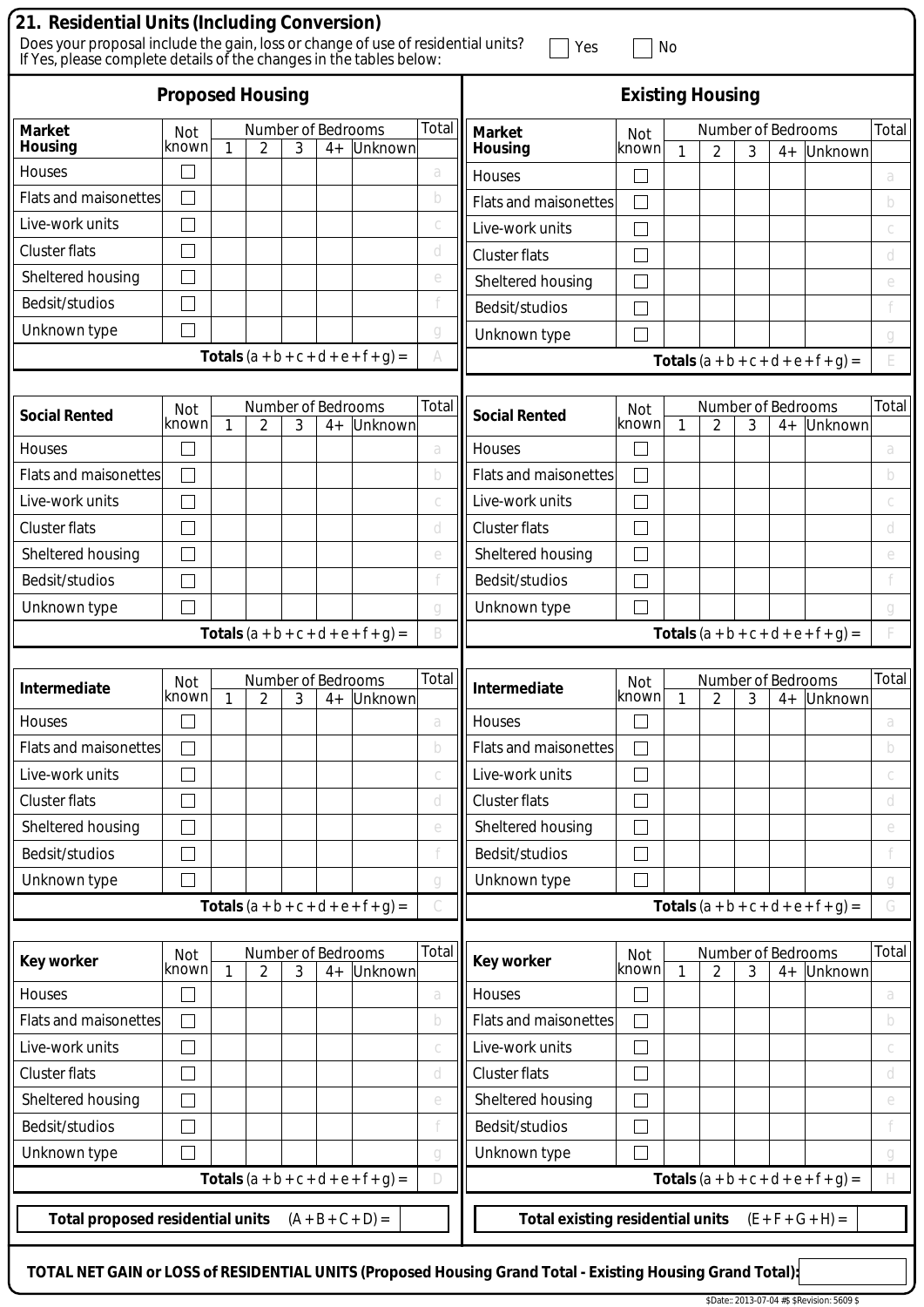## 21. Residential Units (Including Conversion)

Does your proposal include the gain, loss or change of use of residential units? ☐ Yes ☐ No

If Yes, please complete details of the changes in the tables below:

### Proposed Housing

| Market Housing | Not known | Number of Bedrooms 1 | 2 | 3 | 4+ | Unknown | Total |
|---|---|---|---|---|---|---|---|
| Houses | ☐ | | | | | | a |
| Flats and maisonettes | ☐ | | | | | | b |
| Live-work units | ☐ | | | | | | c |
| Cluster flats | ☐ | | | | | | d |
| Sheltered housing | ☐ | | | | | | e |
| Bedsit/studios | ☐ | | | | | | f |
| Unknown type | ☐ | | | | | | g |
| **Totals** (a + b + c + d + e + f + g) = | | | | | | | A |

| Social Rented | Not known | Number of Bedrooms 1 | 2 | 3 | 4+ | Unknown | Total |
|---|---|---|---|---|---|---|---|
| Houses | ☐ | | | | | | a |
| Flats and maisonettes | ☐ | | | | | | b |
| Live-work units | ☐ | | | | | | c |
| Cluster flats | ☐ | | | | | | d |
| Sheltered housing | ☐ | | | | | | e |
| Bedsit/studios | ☐ | | | | | | f |
| Unknown type | ☐ | | | | | | g |
| **Totals** (a + b + c + d + e + f + g) = | | | | | | | B |

| Intermediate | Not known | Number of Bedrooms 1 | 2 | 3 | 4+ | Unknown | Total |
|---|---|---|---|---|---|---|---|
| Houses | ☐ | | | | | | a |
| Flats and maisonettes | ☐ | | | | | | b |
| Live-work units | ☐ | | | | | | c |
| Cluster flats | ☐ | | | | | | d |
| Sheltered housing | ☐ | | | | | | e |
| Bedsit/studios | ☐ | | | | | | f |
| Unknown type | ☐ | | | | | | g |
| **Totals** (a + b + c + d + e + f + g) = | | | | | | | C |

| Key worker | Not known | Number of Bedrooms 1 | 2 | 3 | 4+ | Unknown | Total |
|---|---|---|---|---|---|---|---|
| Houses | ☐ | | | | | | a |
| Flats and maisonettes | ☐ | | | | | | b |
| Live-work units | ☐ | | | | | | c |
| Cluster flats | ☐ | | | | | | d |
| Sheltered housing | ☐ | | | | | | e |
| Bedsit/studios | ☐ | | | | | | f |
| Unknown type | ☐ | | | | | | g |
| **Totals** (a + b + c + d + e + f + g) = | | | | | | | D |

**Total proposed residential units** (A + B + C + D) = 

### Existing Housing

| Market Housing | Not known | Number of Bedrooms 1 | 2 | 3 | 4+ | Unknown | Total |
|---|---|---|---|---|---|---|---|
| Houses | ☐ | | | | | | a |
| Flats and maisonettes | ☐ | | | | | | b |
| Live-work units | ☐ | | | | | | c |
| Cluster flats | ☐ | | | | | | d |
| Sheltered housing | ☐ | | | | | | e |
| Bedsit/studios | ☐ | | | | | | f |
| Unknown type | ☐ | | | | | | g |
| **Totals** (a + b + c + d + e + f + g) = | | | | | | | E |

| Social Rented | Not known | Number of Bedrooms 1 | 2 | 3 | 4+ | Unknown | Total |
|---|---|---|---|---|---|---|---|
| Houses | ☐ | | | | | | a |
| Flats and maisonettes | ☐ | | | | | | b |
| Live-work units | ☐ | | | | | | c |
| Cluster flats | ☐ | | | | | | d |
| Sheltered housing | ☐ | | | | | | e |
| Bedsit/studios | ☐ | | | | | | f |
| Unknown type | ☐ | | | | | | g |
| **Totals** (a + b + c + d + e + f + g) = | | | | | | | F |

| Intermediate | Not known | Number of Bedrooms 1 | 2 | 3 | 4+ | Unknown | Total |
|---|---|---|---|---|---|---|---|
| Houses | ☐ | | | | | | a |
| Flats and maisonettes | ☐ | | | | | | b |
| Live-work units | ☐ | | | | | | c |
| Cluster flats | ☐ | | | | | | d |
| Sheltered housing | ☐ | | | | | | e |
| Bedsit/studios | ☐ | | | | | | f |
| Unknown type | ☐ | | | | | | g |
| **Totals** (a + b + c + d + e + f + g) = | | | | | | | G |

| Key worker | Not known | Number of Bedrooms 1 | 2 | 3 | 4+ | Unknown | Total |
|---|---|---|---|---|---|---|---|
| Houses | ☐ | | | | | | a |
| Flats and maisonettes | ☐ | | | | | | b |
| Live-work units | ☐ | | | | | | c |
| Cluster flats | ☐ | | | | | | d |
| Sheltered housing | ☐ | | | | | | e |
| Bedsit/studios | ☐ | | | | | | f |
| Unknown type | ☐ | | | | | | g |
| **Totals** (a + b + c + d + e + f + g) = | | | | | | | H |

**Total existing residential units** (E + F + G + H) = 

**TOTAL NET GAIN or LOSS of RESIDENTIAL UNITS (Proposed Housing Grand Total - Existing Housing Grand Total):**

$Date:: 2013-07-04 #$ $Revision: 5609 $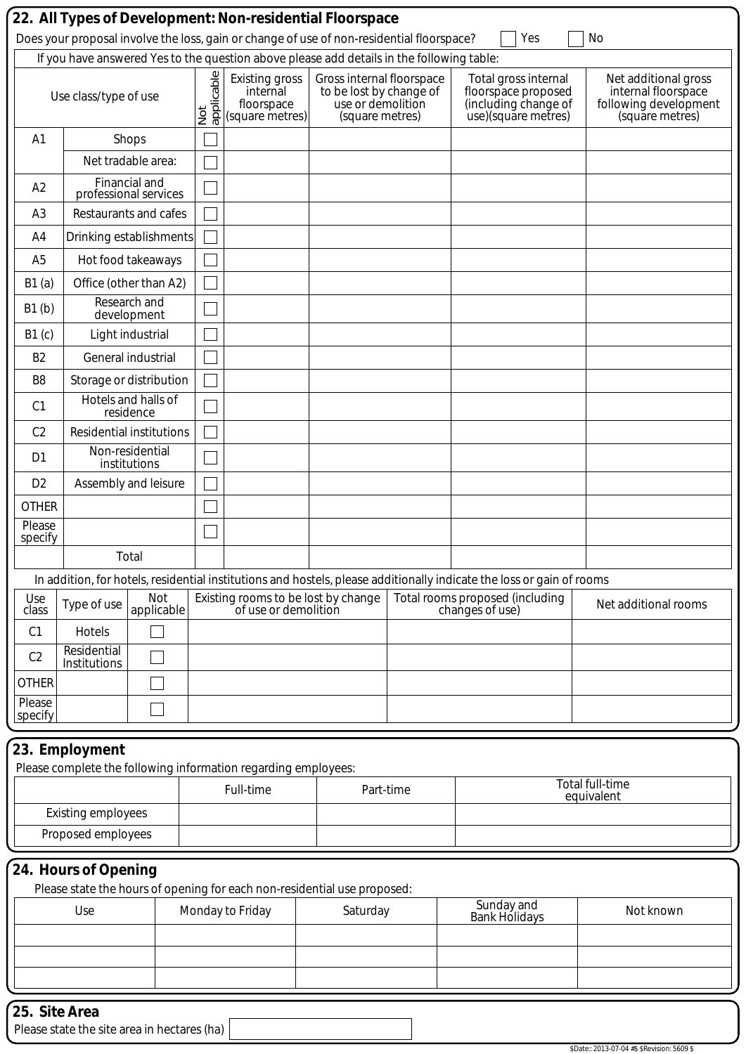## 22. All Types of Development: Non-residential Floorspace

Does your proposal involve the loss, gain or change of use of non-residential floorspace? ☐ Yes ☐ No

If you have answered Yes to the question above please add details in the following table:

| Use class/type of use | | Not applicable | Existing gross internal floorspace (square metres) | Gross internal floorspace to be lost by change of use or demolition (square metres) | Total gross internal floorspace proposed (including change of use)(square metres) | Net additional gross internal floorspace following development (square metres) |
|---|---|---|---|---|---|---|
| A1 | Shops | ☐ | | | | |
| | Net tradable area: | ☐ | | | | |
| A2 | Financial and professional services | ☐ | | | | |
| A3 | Restaurants and cafes | ☐ | | | | |
| A4 | Drinking establishments | ☐ | | | | |
| A5 | Hot food takeaways | ☐ | | | | |
| B1 (a) | Office (other than A2) | ☐ | | | | |
| B1 (b) | Research and development | ☐ | | | | |
| B1 (c) | Light industrial | ☐ | | | | |
| B2 | General industrial | ☐ | | | | |
| B8 | Storage or distribution | ☐ | | | | |
| C1 | Hotels and halls of residence | ☐ | | | | |
| C2 | Residential institutions | ☐ | | | | |
| D1 | Non-residential institutions | ☐ | | | | |
| D2 | Assembly and leisure | ☐ | | | | |
| OTHER | | ☐ | | | | |
| Please specify | | ☐ | | | | |
| | Total | | | | | |

In addition, for hotels, residential institutions and hostels, please additionally indicate the loss or gain of rooms

| Use class | Type of use | Not applicable | Existing rooms to be lost by change of use or demolition | Total rooms proposed (including changes of use) | Net additional rooms |
|---|---|---|---|---|---|
| C1 | Hotels | ☐ | | | |
| C2 | Residential Institutions | ☐ | | | |
| OTHER | | ☐ | | | |
| Please specify | | ☐ | | | |

## 23. Employment

Please complete the following information regarding employees:

| | Full-time | Part-time | Total full-time equivalent |
|---|---|---|---|
| Existing employees | | | |
| Proposed employees | | | |

## 24. Hours of Opening

Please state the hours of opening for each non-residential use proposed:

| Use | Monday to Friday | Saturday | Sunday and Bank Holidays | Not known |
|---|---|---|---|---|
| | | | | |
| | | | | |
| | | | | |

## 25. Site Area

Please state the site area in hectares (ha)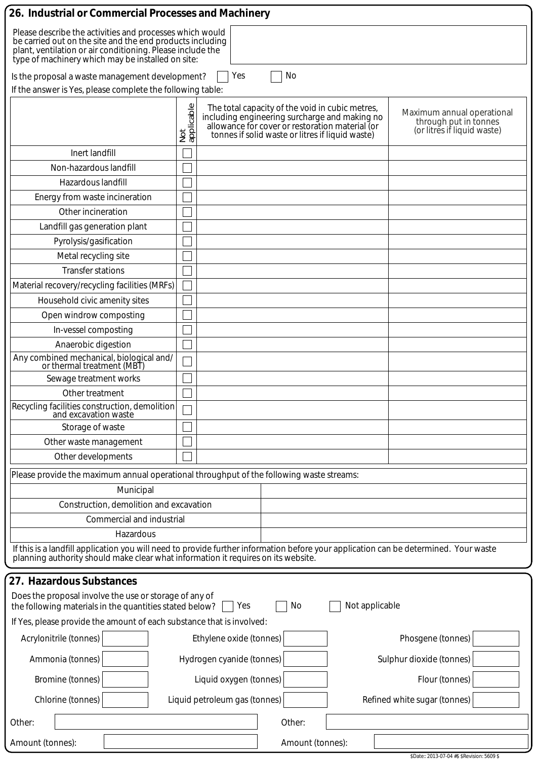## 26. Industrial or Commercial Processes and Machinery

Please describe the activities and processes which would be carried out on the site and the end products including plant, ventilation or air conditioning. Please include the type of machinery which may be installed on site:

Is the proposal a waste management development? ☐ Yes ☐ No

If the answer is Yes, please complete the following table:

| | Not applicable | The total capacity of the void in cubic metres, including engineering surcharge and making no allowance for cover or restoration material (or tonnes if solid waste or litres if liquid waste) | Maximum annual operational through put in tonnes (or litres if liquid waste) |
|---|---|---|---|
| Inert landfill | ☐ | | |
| Non-hazardous landfill | ☐ | | |
| Hazardous landfill | ☐ | | |
| Energy from waste incineration | ☐ | | |
| Other incineration | ☐ | | |
| Landfill gas generation plant | ☐ | | |
| Pyrolysis/gasification | ☐ | | |
| Metal recycling site | ☐ | | |
| Transfer stations | ☐ | | |
| Material recovery/recycling facilities (MRFs) | ☐ | | |
| Household civic amenity sites | ☐ | | |
| Open windrow composting | ☐ | | |
| In-vessel composting | ☐ | | |
| Anaerobic digestion | ☐ | | |
| Any combined mechanical, biological and/or thermal treatment (MBT) | ☐ | | |
| Sewage treatment works | ☐ | | |
| Other treatment | ☐ | | |
| Recycling facilities construction, demolition and excavation waste | ☐ | | |
| Storage of waste | ☐ | | |
| Other waste management | ☐ | | |
| Other developments | ☐ | | |

Please provide the maximum annual operational throughput of the following waste streams:

| | |
|---|---|
| Municipal | |
| Construction, demolition and excavation | |
| Commercial and industrial | |
| Hazardous | |

If this is a landfill application you will need to provide further information before your application can be determined. Your waste planning authority should make clear what information it requires on its website.

## 27. Hazardous Substances

Does the proposal involve the use or storage of any of the following materials in the quantities stated below? ☐ Yes ☐ No ☐ Not applicable

If Yes, please provide the amount of each substance that is involved:

| | | | | | |
|---|---|---|---|---|---|
| Acrylonitrile (tonnes) | | Ethylene oxide (tonnes) | | Phosgene (tonnes) | |
| Ammonia (tonnes) | | Hydrogen cyanide (tonnes) | | Sulphur dioxide (tonnes) | |
| Bromine (tonnes) | | Liquid oxygen (tonnes) | | Flour (tonnes) | |
| Chlorine (tonnes) | | Liquid petroleum gas (tonnes) | | Refined white sugar (tonnes) | |

Other:

Amount (tonnes):

Other:

Amount (tonnes):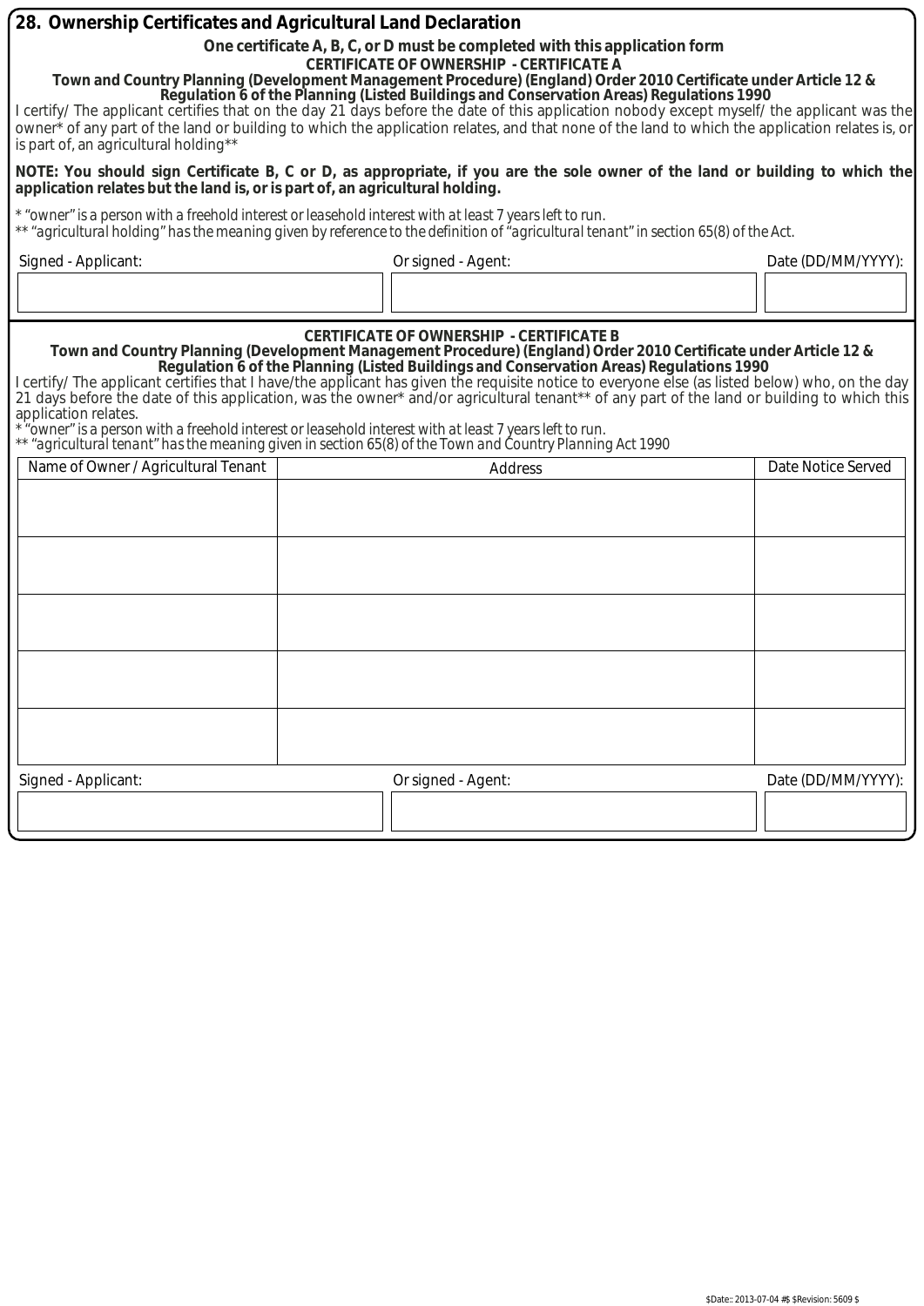## 28. Ownership Certificates and Agricultural Land Declaration

**One certificate A, B, C, or D must be completed with this application form**

### CERTIFICATE OF OWNERSHIP - CERTIFICATE A

**Town and Country Planning (Development Management Procedure) (England) Order 2010 Certificate under Article 12 & Regulation 6 of the Planning (Listed Buildings and Conservation Areas) Regulations 1990**

I certify/ The applicant certifies that on the day 21 days before the date of this application nobody except myself/ the applicant was the owner* of any part of the land or building to which the application relates, and that none of the land to which the application relates is, or is part of, an agricultural holding**

**NOTE: You should sign Certificate B, C or D, as appropriate, if you are the sole owner of the land or building to which the application relates but the land is, or is part of, an agricultural holding.**

*\* "owner" is a person with a freehold interest or leasehold interest with at least 7 years left to run.*
*\*\* "agricultural holding" has the meaning given by reference to the definition of "agricultural tenant" in section 65(8) of the Act.*

| Signed - Applicant: | Or signed - Agent: | Date (DD/MM/YYYY): |
|---|---|---|
| | | |

### CERTIFICATE OF OWNERSHIP - CERTIFICATE B

**Town and Country Planning (Development Management Procedure) (England) Order 2010 Certificate under Article 12 & Regulation 6 of the Planning (Listed Buildings and Conservation Areas) Regulations 1990**

I certify/ The applicant certifies that I have/the applicant has given the requisite notice to everyone else (as listed below) who, on the day 21 days before the date of this application, was the owner* and/or agricultural tenant** of any part of the land or building to which this application relates.

*\* "owner" is a person with a freehold interest or leasehold interest with at least 7 years left to run.*
*\*\* "agricultural tenant" has the meaning given in section 65(8) of the Town and Country Planning Act 1990*

| Name of Owner / Agricultural Tenant | Address | Date Notice Served |
|---|---|---|
| | | |
| | | |
| | | |
| | | |
| | | |

| Signed - Applicant: | Or signed - Agent: | Date (DD/MM/YYYY): |
|---|---|---|
| | | |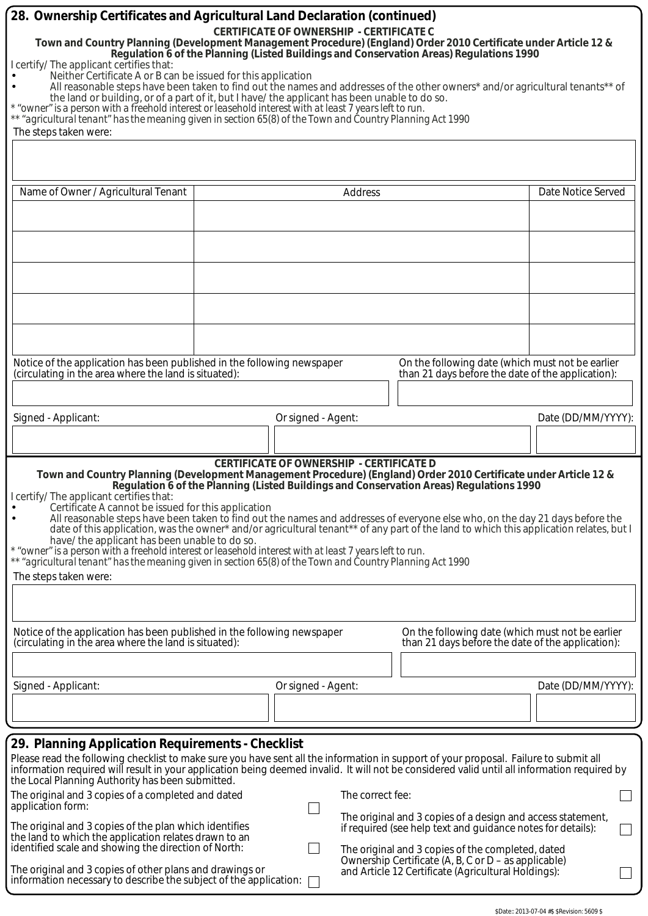## 28. Ownership Certificates and Agricultural Land Declaration (continued)

**CERTIFICATE OF OWNERSHIP - CERTIFICATE C**

**Town and Country Planning (Development Management Procedure) (England) Order 2010 Certificate under Article 12 & Regulation 6 of the Planning (Listed Buildings and Conservation Areas) Regulations 1990**

I certify/ The applicant certifies that:

- Neither Certificate A or B can be issued for this application
- All reasonable steps have been taken to find out the names and addresses of the other owners* and/or agricultural tenants** of the land or building, or of a part of it, but I have/ the applicant has been unable to do so.

*\* "owner" is a person with a freehold interest or leasehold interest with at least 7 years left to run.*
*\*\* "agricultural tenant" has the meaning given in section 65(8) of the Town and Country Planning Act 1990*

The steps taken were:

| Name of Owner / Agricultural Tenant | Address | Date Notice Served |
|---|---|---|
| | | |
| | | |
| | | |
| | | |
| | | |

Notice of the application has been published in the following newspaper (circulating in the area where the land is situated):

On the following date (which must not be earlier than 21 days before the date of the application):

| Signed - Applicant: | Or signed - Agent: | Date (DD/MM/YYYY): |
|---|---|---|
| | | |

**CERTIFICATE OF OWNERSHIP - CERTIFICATE D**

**Town and Country Planning (Development Management Procedure) (England) Order 2010 Certificate under Article 12 & Regulation 6 of the Planning (Listed Buildings and Conservation Areas) Regulations 1990**

I certify/ The applicant certifies that:

- Certificate A cannot be issued for this application
- All reasonable steps have been taken to find out the names and addresses of everyone else who, on the day 21 days before the date of this application, was the owner* and/or agricultural tenant** of any part of the land to which this application relates, but I have/ the applicant has been unable to do so.

*\* "owner" is a person with a freehold interest or leasehold interest with at least 7 years left to run.*
*\*\* "agricultural tenant" has the meaning given in section 65(8) of the Town and Country Planning Act 1990*

The steps taken were:

Notice of the application has been published in the following newspaper (circulating in the area where the land is situated):

On the following date (which must not be earlier than 21 days before the date of the application):

| Signed - Applicant: | Or signed - Agent: | Date (DD/MM/YYYY): |
|---|---|---|
| | | |

## 29. Planning Application Requirements - Checklist

Please read the following checklist to make sure you have sent all the information in support of your proposal. Failure to submit all information required will result in your application being deemed invalid. It will not be considered valid until all information required by the Local Planning Authority has been submitted.

- ☐ The original and 3 copies of a completed and dated application form:
- ☐ The original and 3 copies of the plan which identifies the land to which the application relates drawn to an identified scale and showing the direction of North:
- ☐ The original and 3 copies of other plans and drawings or information necessary to describe the subject of the application:
- ☐ The correct fee:
- ☐ The original and 3 copies of a design and access statement, if required (see help text and guidance notes for details):
- ☐ The original and 3 copies of the completed, dated Ownership Certificate (A, B, C or D – as applicable) and Article 12 Certificate (Agricultural Holdings):

$Date:: 2013-07-04 #$ $Revision: 5609 $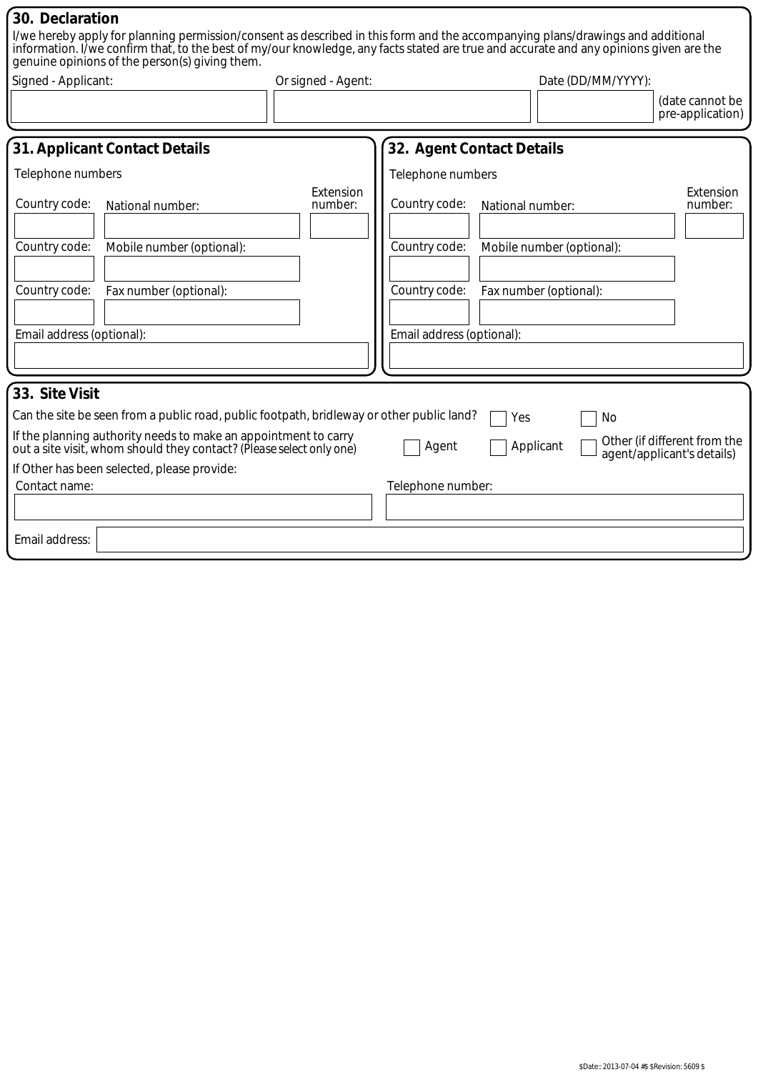## 30. Declaration

I/we hereby apply for planning permission/consent as described in this form and the accompanying plans/drawings and additional information. I/we confirm that, to the best of my/our knowledge, any facts stated are true and accurate and any opinions given are the genuine opinions of the person(s) giving them.

| Signed - Applicant: | Or signed - Agent: | Date (DD/MM/YYYY): |
|---|---|---|
| | | (date cannot be pre-application) |

## 31. Applicant Contact Details

Telephone numbers

| Country code: | National number: | Extension number: |
|---|---|---|
| | | |

| Country code: | Mobile number (optional): |
|---|---|
| | |

| Country code: | Fax number (optional): |
|---|---|
| | |

Email address (optional):

## 32. Agent Contact Details

Telephone numbers

| Country code: | National number: | Extension number: |
|---|---|---|
| | | |

| Country code: | Mobile number (optional): |
|---|---|
| | |

| Country code: | Fax number (optional): |
|---|---|
| | |

Email address (optional):

## 33. Site Visit

Can the site be seen from a public road, public footpath, bridleway or other public land? ☐ Yes ☐ No

If the planning authority needs to make an appointment to carry out a site visit, whom should they contact? (Please select only one) ☐ Agent ☐ Applicant ☐ Other (if different from the agent/applicant's details)

If Other has been selected, please provide:

| Contact name: | Telephone number: |
|---|---|
| | |

Email address:

$Date:: 2013-07-04 #$ $Revision: 5609 $